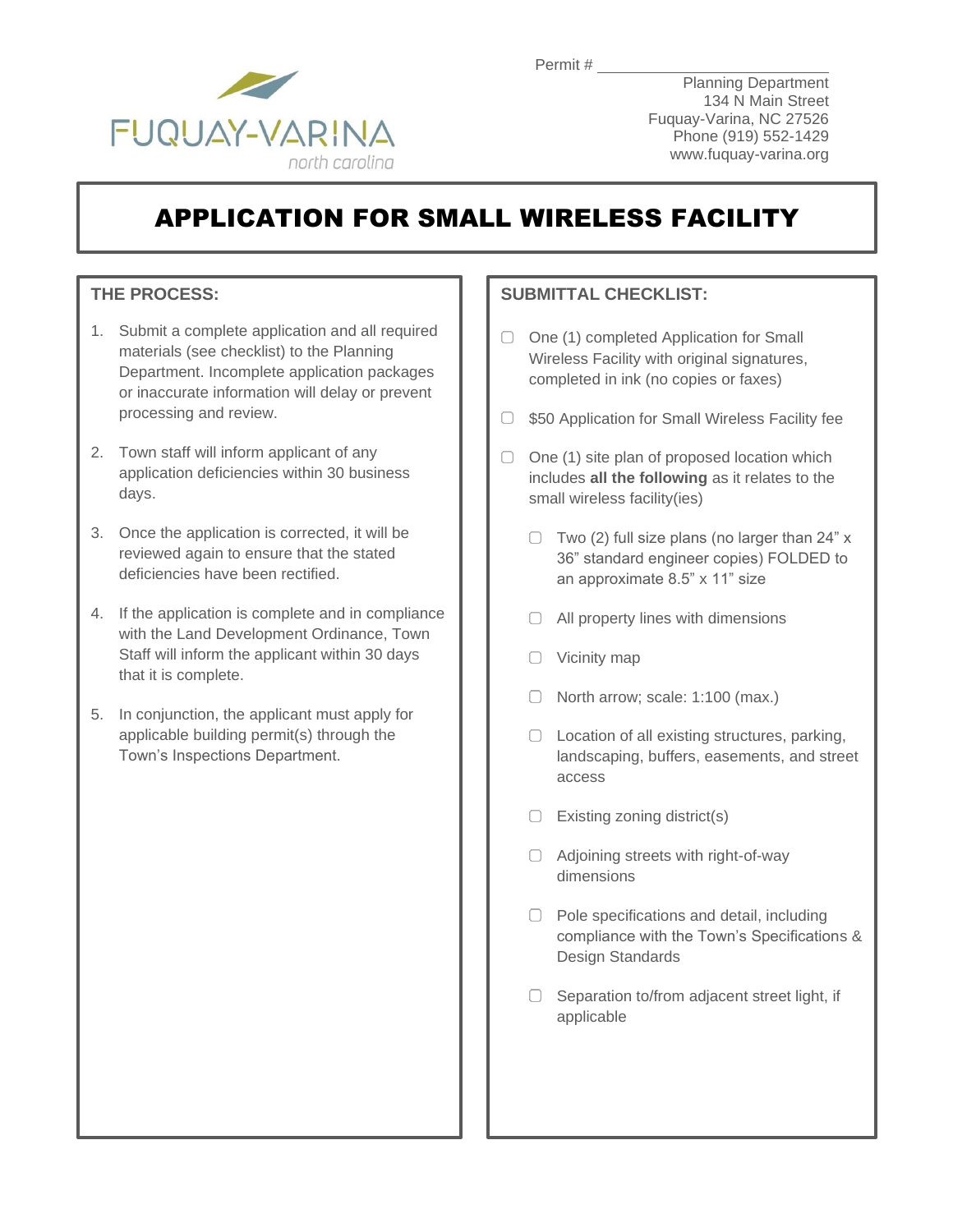FUQUAY-VARINA
north carolina

Permit # ___________________________

Planning Department
134 N Main Street
Fuquay-Varina, NC 27526
Phone (919) 552-1429
www.fuquay-varina.org

# APPLICATION FOR SMALL WIRELESS FACILITY

## THE PROCESS:

1. Submit a complete application and all required materials (see checklist) to the Planning Department. Incomplete application packages or inaccurate information will delay or prevent processing and review.
2. Town staff will inform applicant of any application deficiencies within 30 business days.
3. Once the application is corrected, it will be reviewed again to ensure that the stated deficiencies have been rectified.
4. If the application is complete and in compliance with the Land Development Ordinance, Town Staff will inform the applicant within 30 days that it is complete.
5. In conjunction, the applicant must apply for applicable building permit(s) through the Town's Inspections Department.

## SUBMITTAL CHECKLIST:

- ☐ One (1) completed Application for Small Wireless Facility with original signatures, completed in ink (no copies or faxes)
- ☐ $50 Application for Small Wireless Facility fee
- ☐ One (1) site plan of proposed location which includes **all the following** as it relates to the small wireless facility(ies)
  - ☐ Two (2) full size plans (no larger than 24" x 36" standard engineer copies) FOLDED to an approximate 8.5" x 11" size
  - ☐ All property lines with dimensions
  - ☐ Vicinity map
  - ☐ North arrow; scale: 1:100 (max.)
  - ☐ Location of all existing structures, parking, landscaping, buffers, easements, and street access
  - ☐ Existing zoning district(s)
  - ☐ Adjoining streets with right-of-way dimensions
  - ☐ Pole specifications and detail, including compliance with the Town's Specifications & Design Standards
  - ☐ Separation to/from adjacent street light, if applicable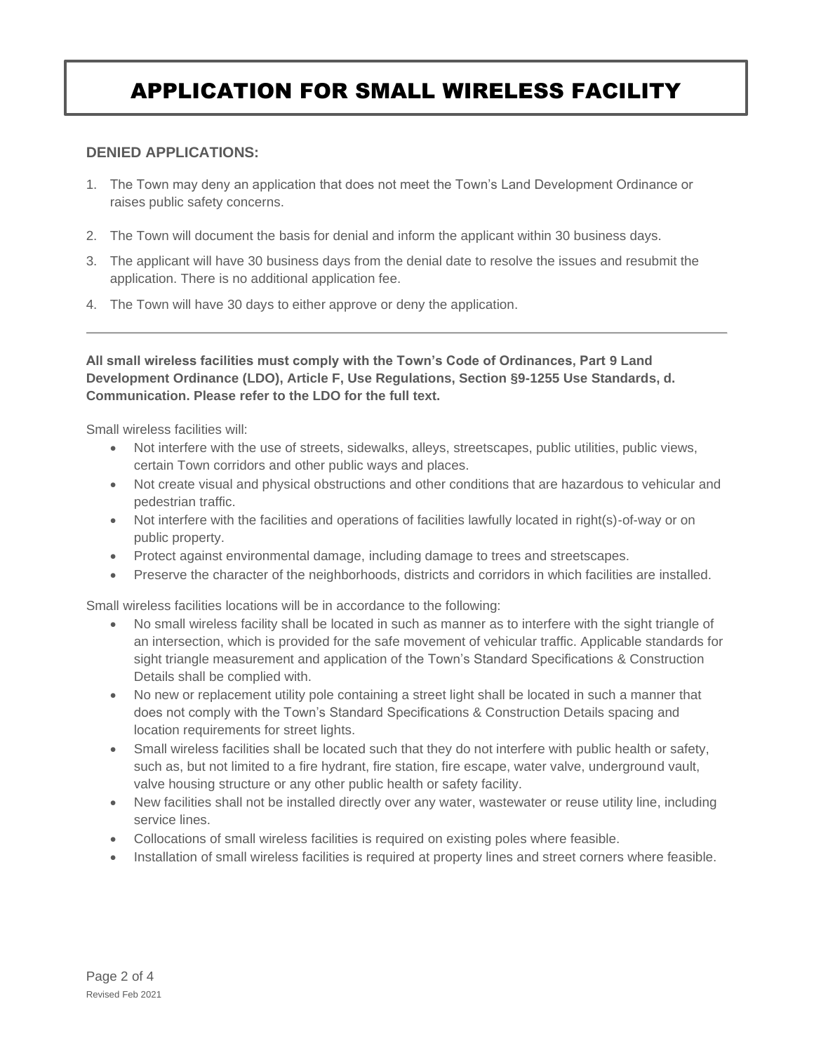# APPLICATION FOR SMALL WIRELESS FACILITY

## DENIED APPLICATIONS:

1. The Town may deny an application that does not meet the Town's Land Development Ordinance or raises public safety concerns.
2. The Town will document the basis for denial and inform the applicant within 30 business days.
3. The applicant will have 30 business days from the denial date to resolve the issues and resubmit the application. There is no additional application fee.
4. The Town will have 30 days to either approve or deny the application.

---

**All small wireless facilities must comply with the Town's Code of Ordinances, Part 9 Land Development Ordinance (LDO), Article F, Use Regulations, Section §9-1255 Use Standards, d. Communication. Please refer to the LDO for the full text.**

Small wireless facilities will:

- Not interfere with the use of streets, sidewalks, alleys, streetscapes, public utilities, public views, certain Town corridors and other public ways and places.
- Not create visual and physical obstructions and other conditions that are hazardous to vehicular and pedestrian traffic.
- Not interfere with the facilities and operations of facilities lawfully located in right(s)-of-way or on public property.
- Protect against environmental damage, including damage to trees and streetscapes.
- Preserve the character of the neighborhoods, districts and corridors in which facilities are installed.

Small wireless facilities locations will be in accordance to the following:

- No small wireless facility shall be located in such as manner as to interfere with the sight triangle of an intersection, which is provided for the safe movement of vehicular traffic. Applicable standards for sight triangle measurement and application of the Town's Standard Specifications & Construction Details shall be complied with.
- No new or replacement utility pole containing a street light shall be located in such a manner that does not comply with the Town's Standard Specifications & Construction Details spacing and location requirements for street lights.
- Small wireless facilities shall be located such that they do not interfere with public health or safety, such as, but not limited to a fire hydrant, fire station, fire escape, water valve, underground vault, valve housing structure or any other public health or safety facility.
- New facilities shall not be installed directly over any water, wastewater or reuse utility line, including service lines.
- Collocations of small wireless facilities is required on existing poles where feasible.
- Installation of small wireless facilities is required at property lines and street corners where feasible.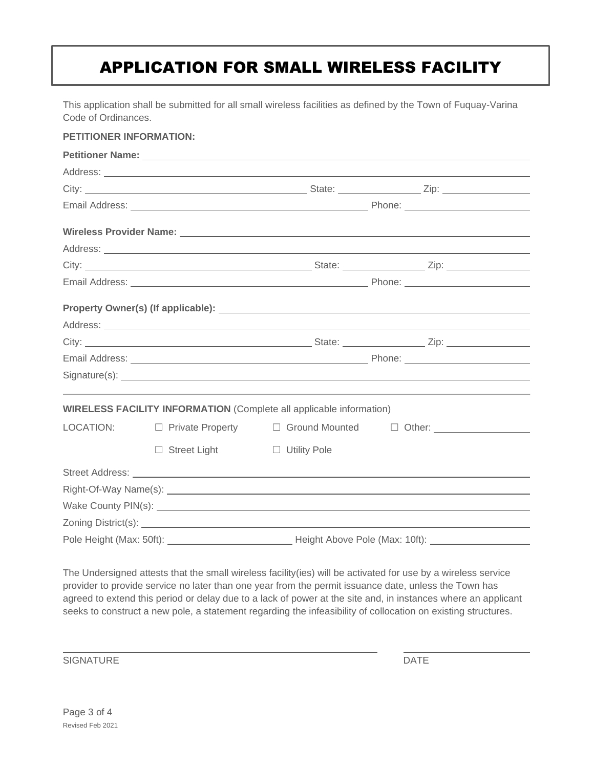# APPLICATION FOR SMALL WIRELESS FACILITY

This application shall be submitted for all small wireless facilities as defined by the Town of Fuquay-Varina Code of Ordinances.

**PETITIONER INFORMATION:**

**Petitioner Name:** \_\_\_\_\_\_\_\_\_\_\_\_\_\_\_\_\_\_\_\_\_\_\_\_\_\_\_\_\_\_\_\_\_\_\_\_\_\_\_\_

Address: \_\_\_\_\_\_\_\_\_\_\_\_\_\_\_\_\_\_\_\_\_\_\_\_\_\_\_\_\_\_\_\_\_\_\_\_\_\_\_\_

City: \_\_\_\_\_\_\_\_\_\_\_\_\_\_\_\_\_\_\_\_ State: \_\_\_\_\_\_\_\_\_\_ Zip: \_\_\_\_\_\_\_\_\_\_

Email Address: \_\_\_\_\_\_\_\_\_\_\_\_\_\_\_\_\_\_\_\_ Phone: \_\_\_\_\_\_\_\_\_\_\_\_

**Wireless Provider Name:** \_\_\_\_\_\_\_\_\_\_\_\_\_\_\_\_\_\_\_\_\_\_\_\_\_\_\_\_\_\_\_\_\_\_\_\_\_\_\_\_

Address: \_\_\_\_\_\_\_\_\_\_\_\_\_\_\_\_\_\_\_\_\_\_\_\_\_\_\_\_\_\_\_\_\_\_\_\_\_\_\_\_

City: \_\_\_\_\_\_\_\_\_\_\_\_\_\_\_\_\_\_\_\_ State: \_\_\_\_\_\_\_\_\_\_ Zip: \_\_\_\_\_\_\_\_\_\_

Email Address: \_\_\_\_\_\_\_\_\_\_\_\_\_\_\_\_\_\_\_\_ Phone: \_\_\_\_\_\_\_\_\_\_\_\_

**Property Owner(s) (If applicable):** \_\_\_\_\_\_\_\_\_\_\_\_\_\_\_\_\_\_\_\_\_\_\_\_\_\_\_\_\_\_\_\_\_\_\_\_\_\_\_\_

Address: \_\_\_\_\_\_\_\_\_\_\_\_\_\_\_\_\_\_\_\_\_\_\_\_\_\_\_\_\_\_\_\_\_\_\_\_\_\_\_\_

City: \_\_\_\_\_\_\_\_\_\_\_\_\_\_\_\_\_\_\_\_ State: \_\_\_\_\_\_\_\_\_\_ Zip: \_\_\_\_\_\_\_\_\_\_

Email Address: \_\_\_\_\_\_\_\_\_\_\_\_\_\_\_\_\_\_\_\_ Phone: \_\_\_\_\_\_\_\_\_\_\_\_

Signature(s): \_\_\_\_\_\_\_\_\_\_\_\_\_\_\_\_\_\_\_\_\_\_\_\_\_\_\_\_\_\_\_\_\_\_\_\_\_\_\_\_

---

**WIRELESS FACILITY INFORMATION** (Complete all applicable information)

LOCATION: ☐ Private Property ☐ Ground Mounted ☐ Other: \_\_\_\_\_\_\_\_\_\_

☐ Street Light ☐ Utility Pole

Street Address: \_\_\_\_\_\_\_\_\_\_\_\_\_\_\_\_\_\_\_\_\_\_\_\_\_\_\_\_\_\_\_\_\_\_\_\_\_\_\_\_

Right-Of-Way Name(s): \_\_\_\_\_\_\_\_\_\_\_\_\_\_\_\_\_\_\_\_\_\_\_\_\_\_\_\_\_\_\_\_\_\_\_\_\_\_\_\_

Wake County PIN(s): \_\_\_\_\_\_\_\_\_\_\_\_\_\_\_\_\_\_\_\_\_\_\_\_\_\_\_\_\_\_\_\_\_\_\_\_\_\_\_\_

Zoning District(s): \_\_\_\_\_\_\_\_\_\_\_\_\_\_\_\_\_\_\_\_\_\_\_\_\_\_\_\_\_\_\_\_\_\_\_\_\_\_\_\_

Pole Height (Max: 50ft): \_\_\_\_\_\_\_\_\_\_\_\_ Height Above Pole (Max: 10ft): \_\_\_\_\_\_\_\_\_\_

The Undersigned attests that the small wireless facility(ies) will be activated for use by a wireless service provider to provide service no later than one year from the permit issuance date, unless the Town has agreed to extend this period or delay due to a lack of power at the site and, in instances where an applicant seeks to construct a new pole, a statement regarding the infeasibility of collocation on existing structures.

\_\_\_\_\_\_\_\_\_\_\_\_\_\_\_\_\_\_\_\_\_\_\_\_\_\_\_\_\_\_ \_\_\_\_\_\_\_\_\_\_\_\_

SIGNATURE DATE

Revised Feb 2021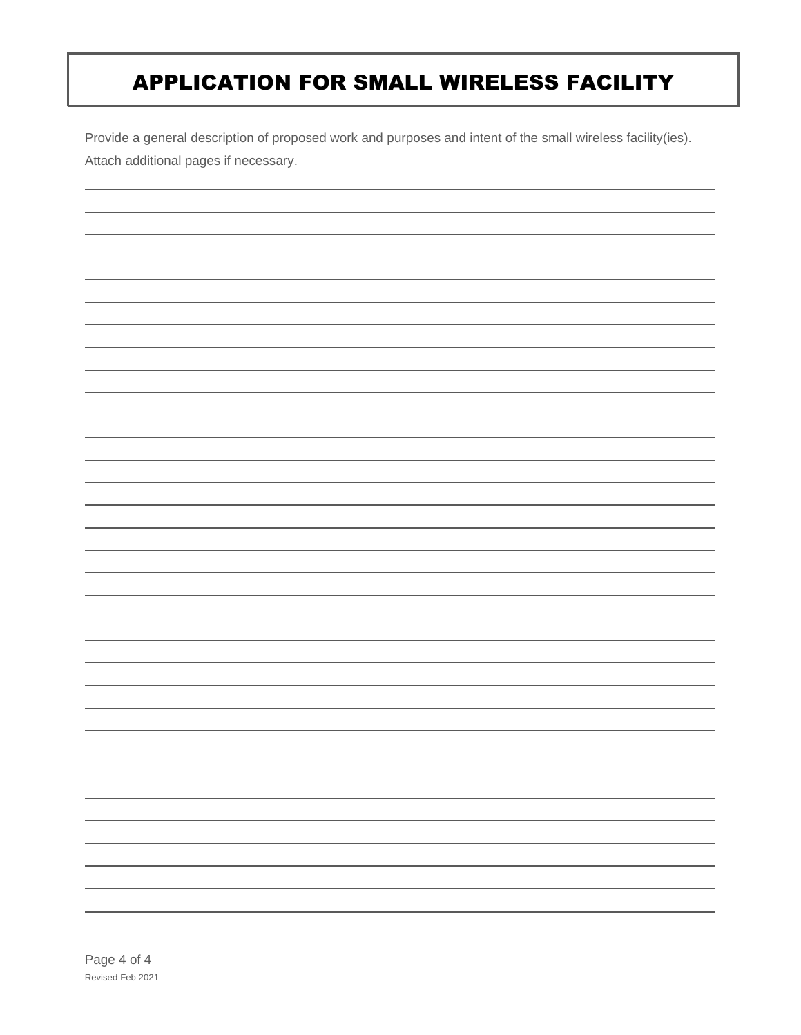# APPLICATION FOR SMALL WIRELESS FACILITY

Provide a general description of proposed work and purposes and intent of the small wireless facility(ies). Attach additional pages if necessary.

Revised Feb 2021